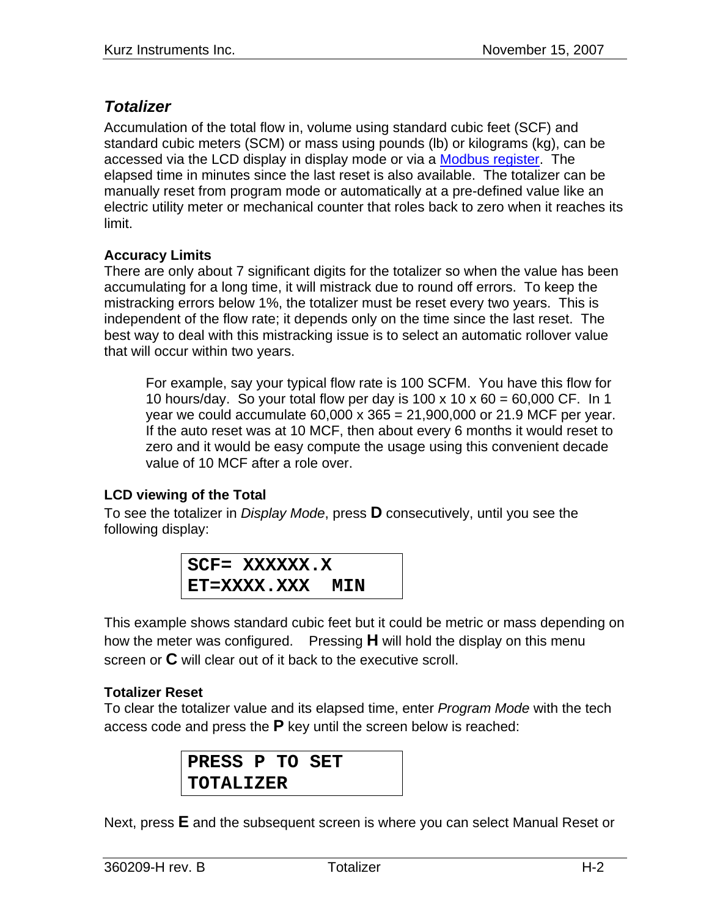## *Totalizer*

Accumulation of the total flow in, volume using standard cubic feet (SCF) and standard cubic meters (SCM) or mass using pounds (lb) or kilograms (kg), can be accessed via the LCD display in display mode or via a Modbus register. The elapsed time in minutes since the last reset is also available. The totalizer can be manually reset from program mode or automatically at a pre-defined value like an electric utility meter or mechanical counter that roles back to zero when it reaches its limit.

### Accuracy Limits

There are only about 7 significant digits for the totalizer so when the value has been accumulating for a long time, it will mistrack due to round off errors. To keep the mistracking errors below 1%, the totalizer must be reset every two years. This is independent of the flow rate; it depends only on the time since the last reset. The best way to deal with this mistracking issue is to select an automatic rollover value that will occur within two years.

> For example, say your typical flow rate is 100 SCFM. You have this flow for 10 hours/day. So your total flow per day is 100 x 10 x 60 = 60,000 CF. In 1 year we could accumulate 60,000 x 365 = 21,900,000 or 21.9 MCF per year. If the auto reset was at 10 MCF, then about every 6 months it would reset to zero and it would be easy compute the usage using this convenient decade value of 10 MCF after a role over.

### LCD viewing of the Total

To see the totalizer in *Display Mode*, press **D** consecutively, until you see the following display:

```
SCF= XXXXXX.X
ET=XXXX.XXX  MIN
```

This example shows standard cubic feet but it could be metric or mass depending on how the meter was configured. Pressing **H** will hold the display on this menu screen or **C** will clear out of it back to the executive scroll.

### Totalizer Reset

To clear the totalizer value and its elapsed time, enter *Program Mode* with the tech access code and press the **P** key until the screen below is reached:

```
PRESS P TO SET
TOTALIZER
```

Next, press **E** and the subsequent screen is where you can select Manual Reset or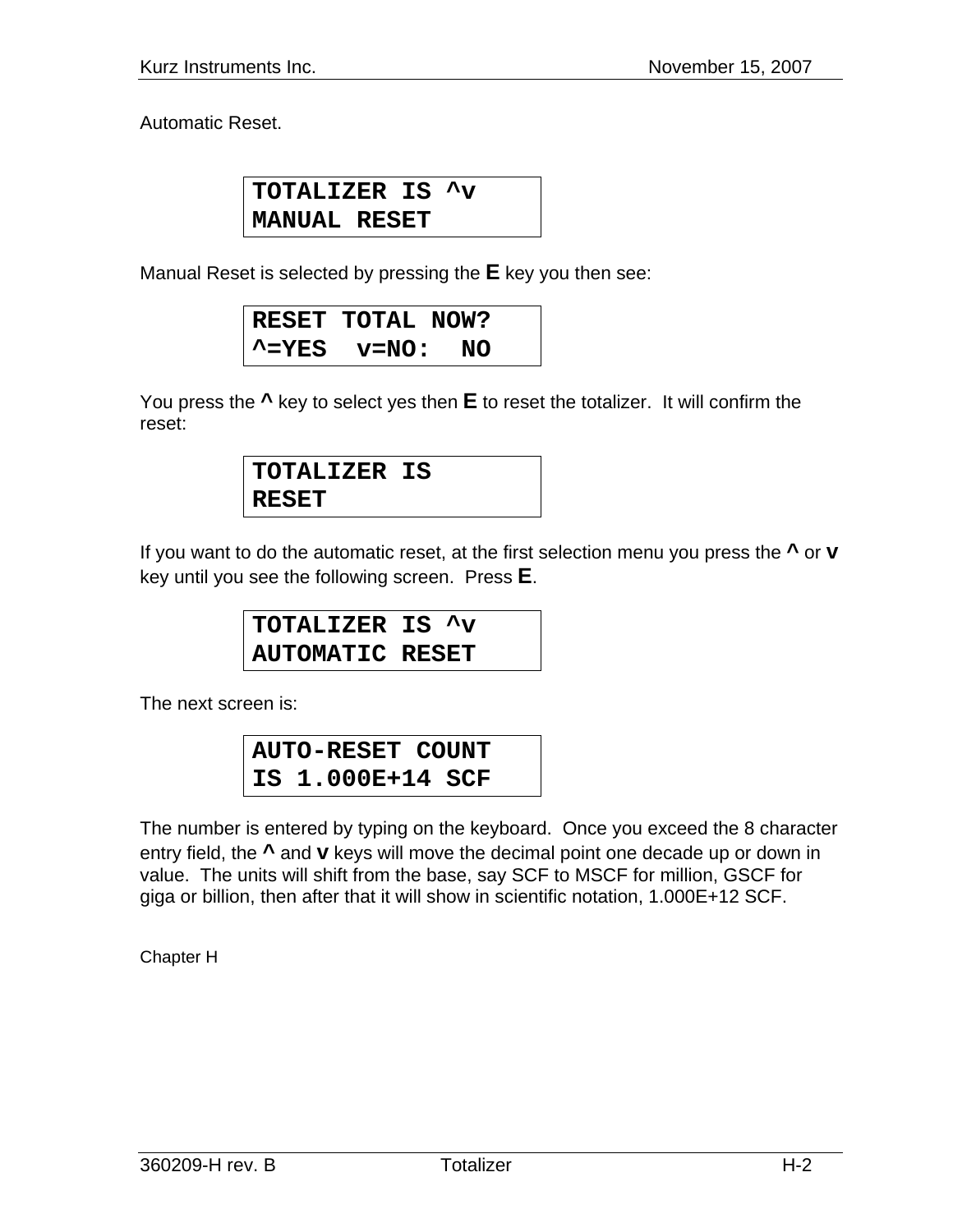Automatic Reset.

```
TOTALIZER IS ^v
MANUAL RESET
```

Manual Reset is selected by pressing the **E** key you then see:

```
RESET TOTAL NOW?
^=YES  v=NO:  NO
```

You press the **^** key to select yes then **E** to reset the totalizer. It will confirm the reset:

```
TOTALIZER IS
RESET
```

If you want to do the automatic reset, at the first selection menu you press the **^** or **v** key until you see the following screen. Press **E**.

```
TOTALIZER IS ^v
AUTOMATIC RESET
```

The next screen is:

```
AUTO-RESET COUNT
IS 1.000E+14 SCF
```

The number is entered by typing on the keyboard. Once you exceed the 8 character entry field, the **^** and **v** keys will move the decimal point one decade up or down in value. The units will shift from the base, say SCF to MSCF for million, GSCF for giga or billion, then after that it will show in scientific notation, 1.000E+12 SCF.

Chapter H